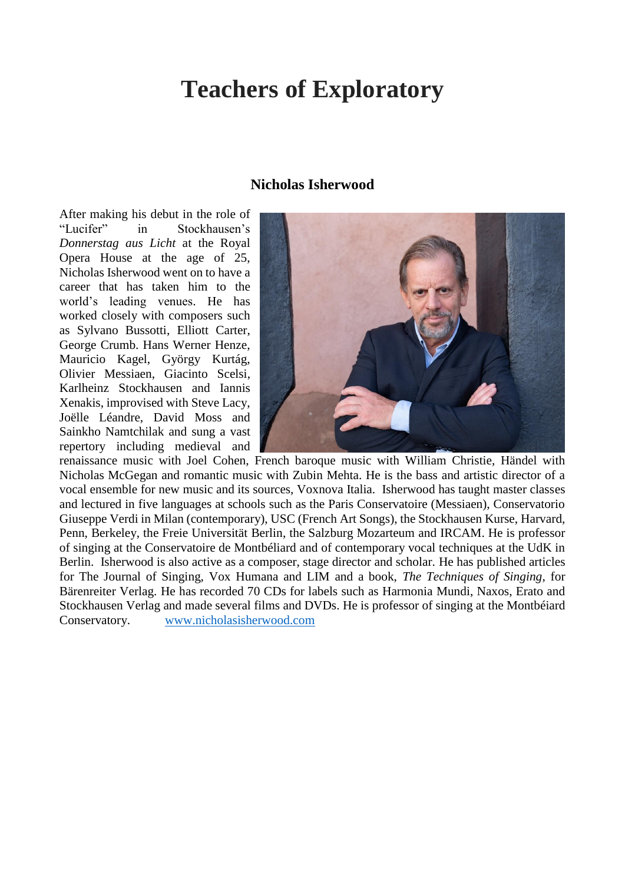# Teachers of Exploratory

## Nicholas Isherwood

After making his debut in the role of "Lucifer" in Stockhausen's *Donnerstag aus Licht* at the Royal Opera House at the age of 25, Nicholas Isherwood went on to have a career that has taken him to the world's leading venues. He has worked closely with composers such as Sylvano Bussotti, Elliott Carter, George Crumb. Hans Werner Henze, Mauricio Kagel, György Kurtág, Olivier Messiaen, Giacinto Scelsi, Karlheinz Stockhausen and Iannis Xenakis, improvised with Steve Lacy, Joëlle Léandre, David Moss and Sainkho Namtchilak and sung a vast repertory including medieval and renaissance music with Joel Cohen, French baroque music with William Christie, Händel with Nicholas McGegan and romantic music with Zubin Mehta. He is the bass and artistic director of a vocal ensemble for new music and its sources, Voxnova Italia. Isherwood has taught master classes and lectured in five languages at schools such as the Paris Conservatoire (Messiaen), Conservatorio Giuseppe Verdi in Milan (contemporary), USC (French Art Songs), the Stockhausen Kurse, Harvard, Penn, Berkeley, the Freie Universität Berlin, the Salzburg Mozarteum and IRCAM. He is professor of singing at the Conservatoire de Montbéliard and of contemporary vocal techniques at the UdK in Berlin. Isherwood is also active as a composer, stage director and scholar. He has published articles for The Journal of Singing, Vox Humana and LIM and a book, *The Techniques of Singing*, for Bärenreiter Verlag. He has recorded 70 CDs for labels such as Harmonia Mundi, Naxos, Erato and Stockhausen Verlag and made several films and DVDs. He is professor of singing at the Montbéiard Conservatory. [www.nicholasisherwood.com](http://www.nicholasisherwood.com)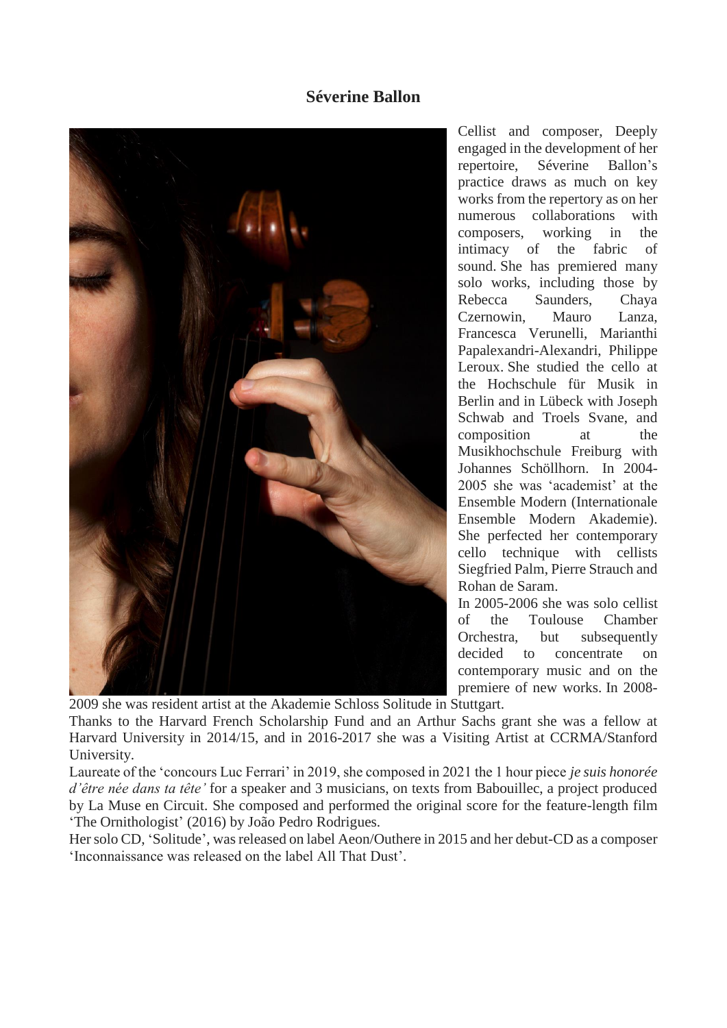# Séverine Ballon

Cellist and composer, Deeply engaged in the development of her repertoire, Séverine Ballon's practice draws as much on key works from the repertory as on her numerous collaborations with composers, working in the intimacy of the fabric of sound. She has premiered many solo works, including those by Rebecca Saunders, Chaya Czernowin, Mauro Lanza, Francesca Verunelli, Marianthi Papalexandri-Alexandri, Philippe Leroux. She studied the cello at the Hochschule für Musik in Berlin and in Lübeck with Joseph Schwab and Troels Svane, and composition at the Musikhochschule Freiburg with Johannes Schöllhorn. In 2004-2005 she was 'academist' at the Ensemble Modern (Internationale Ensemble Modern Akademie). She perfected her contemporary cello technique with cellists Siegfried Palm, Pierre Strauch and Rohan de Saram.

In 2005-2006 she was solo cellist of the Toulouse Chamber Orchestra, but subsequently decided to concentrate on contemporary music and on the premiere of new works. In 2008-2009 she was resident artist at the Akademie Schloss Solitude in Stuttgart.

Thanks to the Harvard French Scholarship Fund and an Arthur Sachs grant she was a fellow at Harvard University in 2014/15, and in 2016-2017 she was a Visiting Artist at CCRMA/Stanford University.

Laureate of the 'concours Luc Ferrari' in 2019, she composed in 2021 the 1 hour piece *je suis honorée d'être née dans ta tête'* for a speaker and 3 musicians, on texts from Babouillec, a project produced by La Muse en Circuit. She composed and performed the original score for the feature-length film 'The Ornithologist' (2016) by João Pedro Rodrigues.

Her solo CD, 'Solitude', was released on label Aeon/Outhere in 2015 and her debut-CD as a composer 'Inconnaissance was released on the label All That Dust'.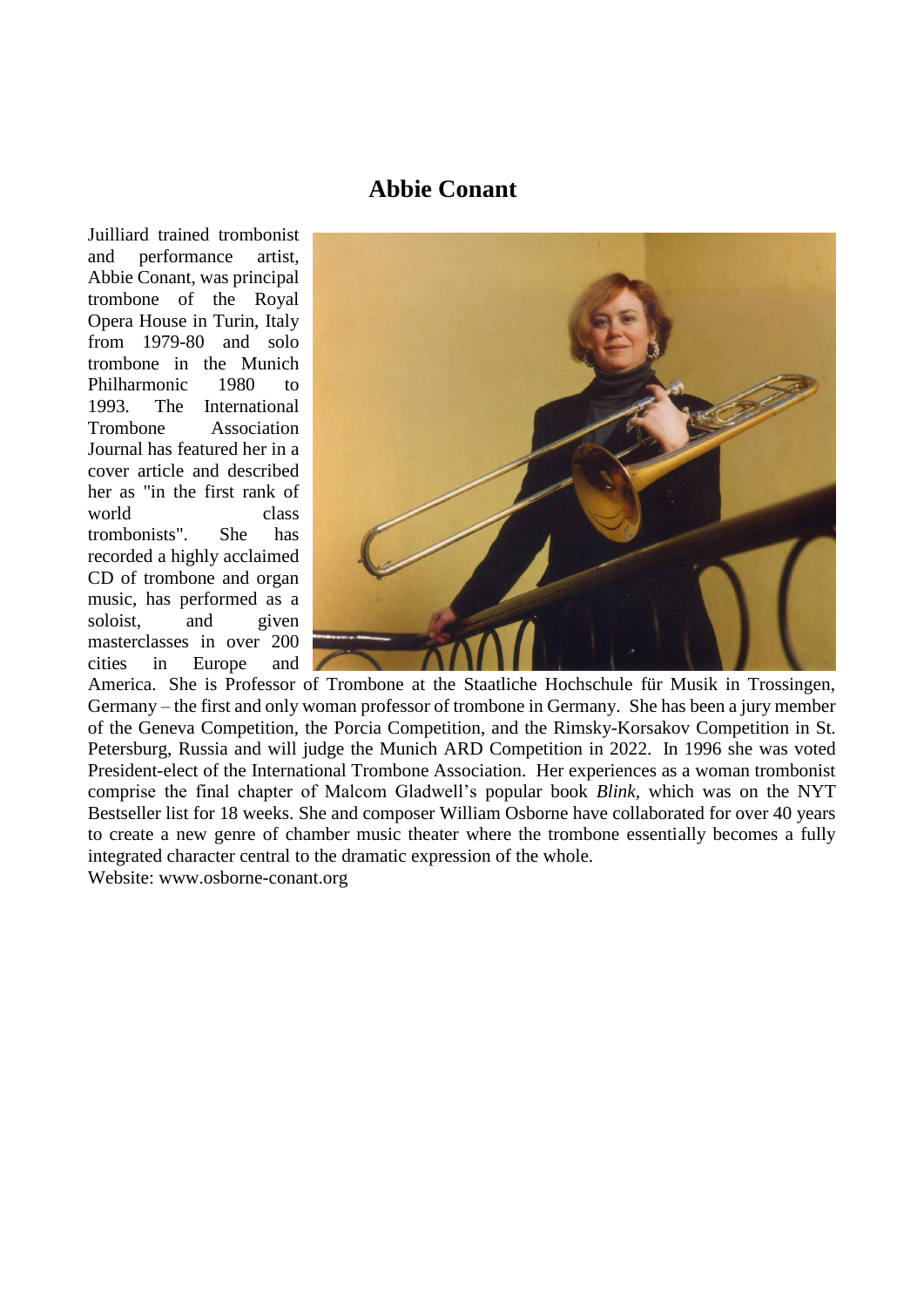## Abbie Conant

Juilliard trained trombonist and performance artist, Abbie Conant, was principal trombone of the Royal Opera House in Turin, Italy from 1979-80 and solo trombone in the Munich Philharmonic 1980 to 1993. The International Trombone Association Journal has featured her in a cover article and described her as "in the first rank of world class trombonists". She has recorded a highly acclaimed CD of trombone and organ music, has performed as a soloist, and given masterclasses in over 200 cities in Europe and America. She is Professor of Trombone at the Staatliche Hochschule für Musik in Trossingen, Germany – the first and only woman professor of trombone in Germany. She has been a jury member of the Geneva Competition, the Porcia Competition, and the Rimsky-Korsakov Competition in St. Petersburg, Russia and will judge the Munich ARD Competition in 2022. In 1996 she was voted President-elect of the International Trombone Association. Her experiences as a woman trombonist comprise the final chapter of Malcom Gladwell's popular book *Blink*, which was on the NYT Bestseller list for 18 weeks. She and composer William Osborne have collaborated for over 40 years to create a new genre of chamber music theater where the trombone essentially becomes a fully integrated character central to the dramatic expression of the whole.

Website: www.osborne-conant.org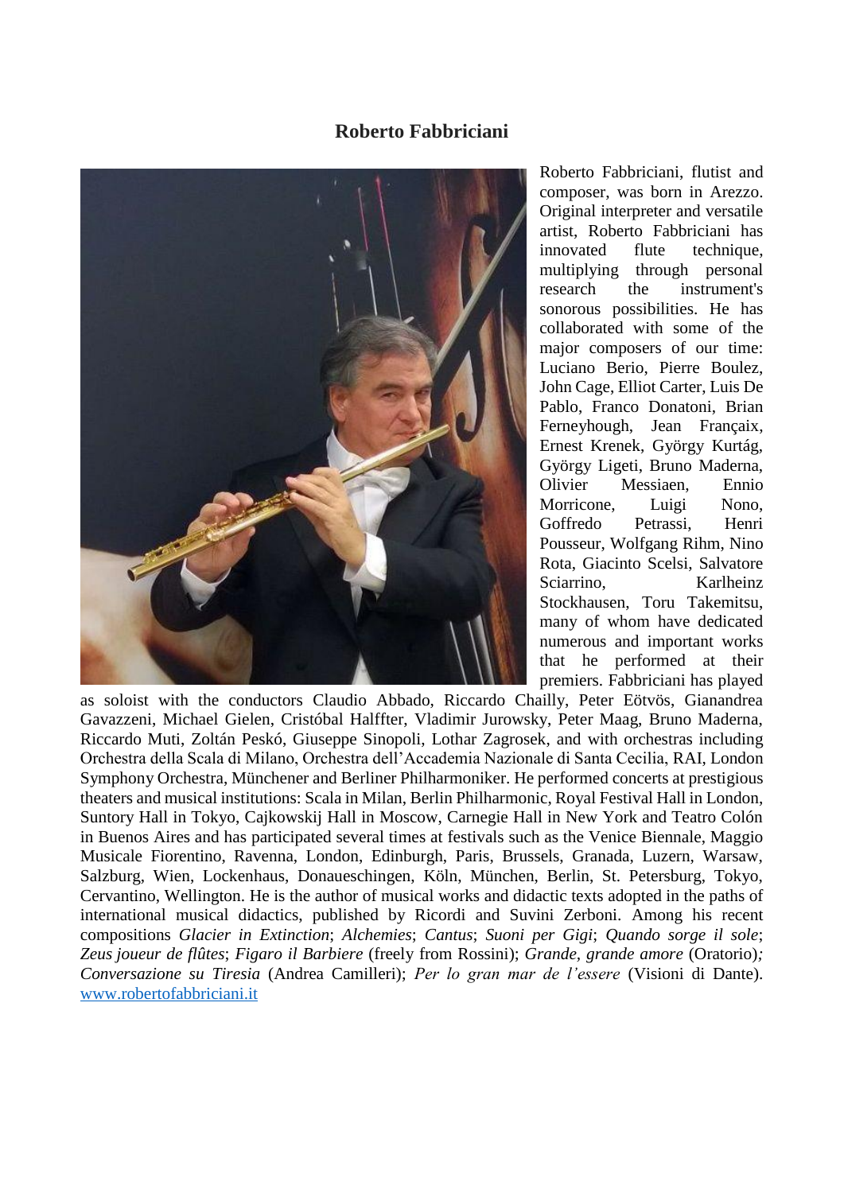## Roberto Fabbriciani

Roberto Fabbriciani, flutist and composer, was born in Arezzo. Original interpreter and versatile artist, Roberto Fabbriciani has innovated flute technique, multiplying through personal research the instrument's sonorous possibilities. He has collaborated with some of the major composers of our time: Luciano Berio, Pierre Boulez, John Cage, Elliot Carter, Luis De Pablo, Franco Donatoni, Brian Ferneyhough, Jean Françaix, Ernest Krenek, György Kurtág, György Ligeti, Bruno Maderna, Olivier Messiaen, Ennio Morricone, Luigi Nono, Goffredo Petrassi, Henri Pousseur, Wolfgang Rihm, Nino Rota, Giacinto Scelsi, Salvatore Sciarrino, Karlheinz Stockhausen, Toru Takemitsu, many of whom have dedicated numerous and important works that he performed at their premiers. Fabbriciani has played as soloist with the conductors Claudio Abbado, Riccardo Chailly, Peter Eötvös, Gianandrea Gavazzeni, Michael Gielen, Cristóbal Halffter, Vladimir Jurowsky, Peter Maag, Bruno Maderna, Riccardo Muti, Zoltán Peskó, Giuseppe Sinopoli, Lothar Zagrosek, and with orchestras including Orchestra della Scala di Milano, Orchestra dell'Accademia Nazionale di Santa Cecilia, RAI, London Symphony Orchestra, Münchener and Berliner Philharmoniker. He performed concerts at prestigious theaters and musical institutions: Scala in Milan, Berlin Philharmonic, Royal Festival Hall in London, Suntory Hall in Tokyo, Cajkowskij Hall in Moscow, Carnegie Hall in New York and Teatro Colón in Buenos Aires and has participated several times at festivals such as the Venice Biennale, Maggio Musicale Fiorentino, Ravenna, London, Edinburgh, Paris, Brussels, Granada, Luzern, Warsaw, Salzburg, Wien, Lockenhaus, Donaueschingen, Köln, München, Berlin, St. Petersburg, Tokyo, Cervantino, Wellington. He is the author of musical works and didactic texts adopted in the paths of international musical didactics, published by Ricordi and Suvini Zerboni. Among his recent compositions *Glacier in Extinction*; *Alchemies*; *Cantus*; *Suoni per Gigi*; *Quando sorge il sole*; *Zeus joueur de flûtes*; *Figaro il Barbiere* (freely from Rossini); *Grande, grande amore* (Oratorio); *Conversazione su Tiresia* (Andrea Camilleri); *Per lo gran mar de l'essere* (Visioni di Dante). [www.robertofabbriciani.it](http://www.robertofabbriciani.it)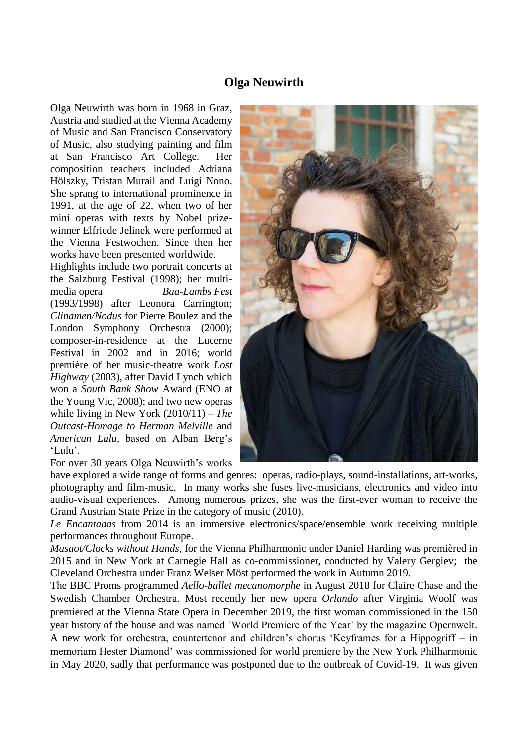# Olga Neuwirth

Olga Neuwirth was born in 1968 in Graz, Austria and studied at the Vienna Academy of Music and San Francisco Conservatory of Music, also studying painting and film at San Francisco Art College. Her composition teachers included Adriana Hölszky, Tristan Murail and Luigi Nono. She sprang to international prominence in 1991, at the age of 22, when two of her mini operas with texts by Nobel prize-winner Elfriede Jelinek were performed at the Vienna Festwochen. Since then her works have been presented worldwide.

Highlights include two portrait concerts at the Salzburg Festival (1998); her multi-media opera *Baa-Lambs Fest* (1993/1998) after Leonora Carrington; *Clinamen/Nodus* for Pierre Boulez and the London Symphony Orchestra (2000); composer-in-residence at the Lucerne Festival in 2002 and in 2016; world première of her music-theatre work *Lost Highway* (2003), after David Lynch which won a *South Bank Show* Award (ENO at the Young Vic, 2008); and two new operas while living in New York (2010/11) – *The Outcast-Homage to Herman Melville* and *American Lulu*, based on Alban Berg's 'Lulu'.

For over 30 years Olga Neuwirth's works have explored a wide range of forms and genres: operas, radio-plays, sound-installations, art-works, photography and film-music. In many works she fuses live-musicians, electronics and video into audio-visual experiences. Among numerous prizes, she was the first-ever woman to receive the Grand Austrian State Prize in the category of music (2010).

*Le Encantadas* from 2014 is an immersive electronics/space/ensemble work receiving multiple performances throughout Europe.

*Masaot/Clocks without Hands*, for the Vienna Philharmonic under Daniel Harding was premièred in 2015 and in New York at Carnegie Hall as co-commissioner, conducted by Valery Gergiev; the Cleveland Orchestra under Franz Welser Möst performed the work in Autumn 2019.

The BBC Proms programmed *Aello-ballet mecanomorphe* in August 2018 for Claire Chase and the Swedish Chamber Orchestra. Most recently her new opera *Orlando* after Virginia Woolf was premiered at the Vienna State Opera in December 2019, the first woman commissioned in the 150 year history of the house and was named 'World Premiere of the Year' by the magazine Opernwelt.

A new work for orchestra, countertenor and children's chorus 'Keyframes for a Hippogriff – in memoriam Hester Diamond' was commissioned for world premiere by the New York Philharmonic in May 2020, sadly that performance was postponed due to the outbreak of Covid-19. It was given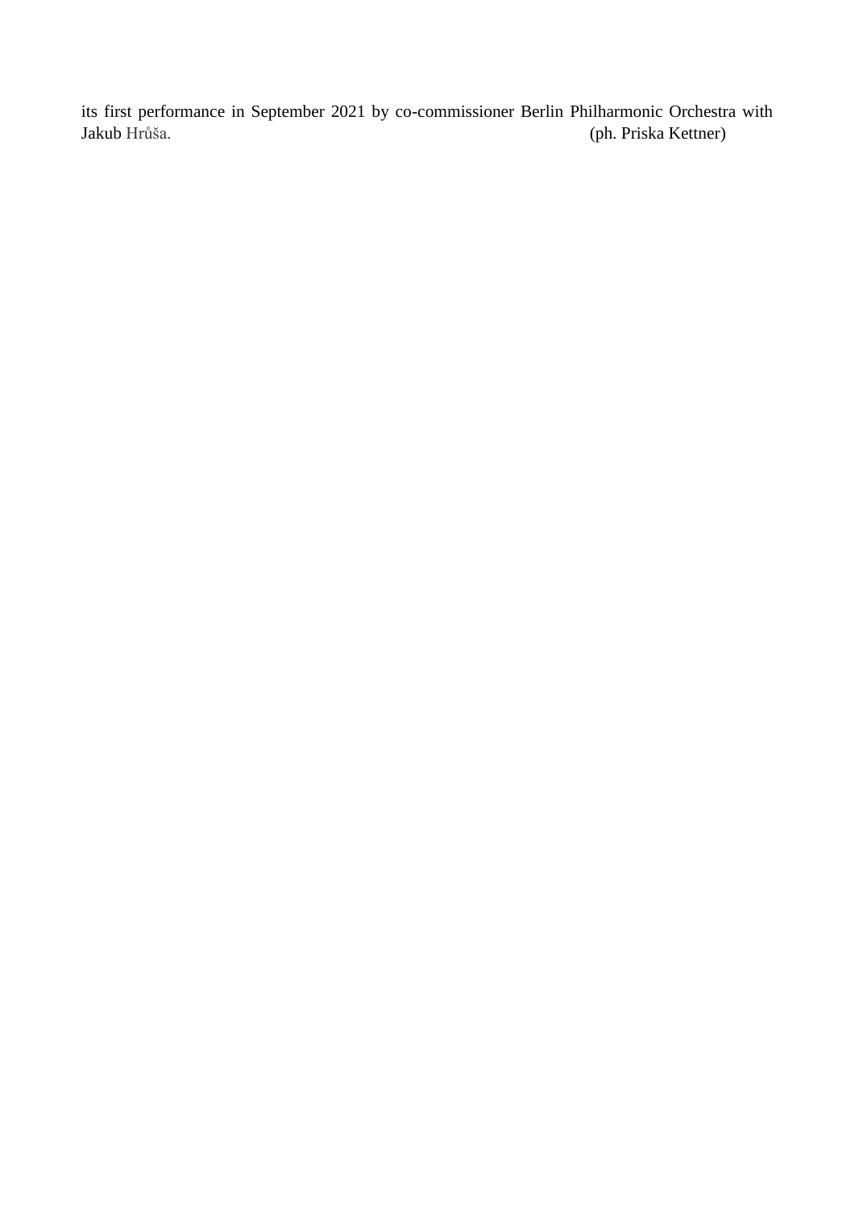its first performance in September 2021 by co-commissioner Berlin Philharmonic Orchestra with Jakub Hrůša. (ph. Priska Kettner)